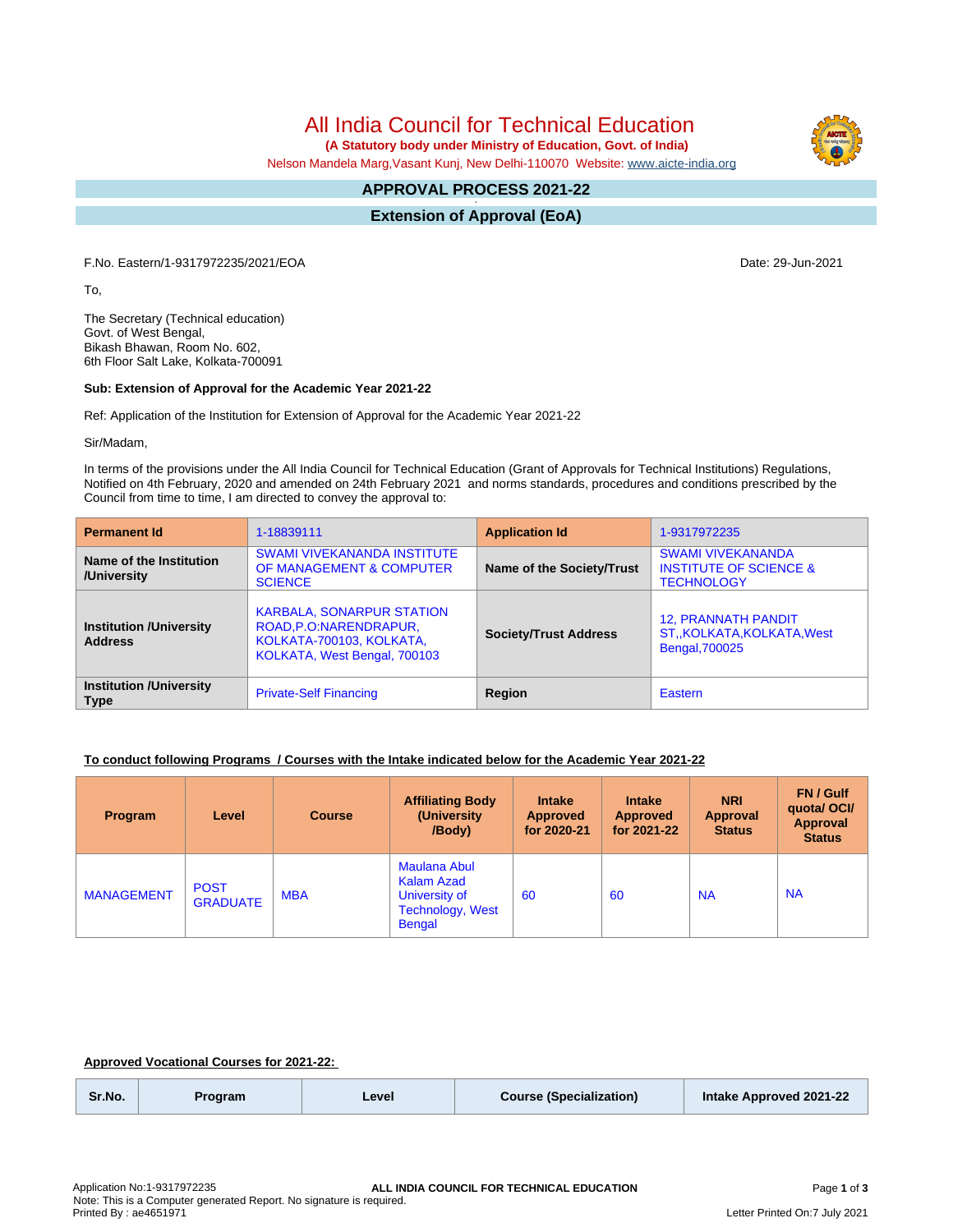# All India Council for Technical Education

**(A Statutory body under Ministry of Education, Govt. of India)**

Nelson Mandela Marg,Vasant Kunj, New Delhi-110070 Website: www.aicte-india.org

## APPROVAL PROCESS 2021-22

## Extension of Approval (EoA)

F.No. Eastern/1-9317972235/2021/EOA

Date: 29-Jun-2021

To,

The Secretary (Technical education)
Govt. of West Bengal,
Bikash Bhawan, Room No. 602,
6th Floor Salt Lake, Kolkata-700091

**Sub: Extension of Approval for the Academic Year 2021-22**

Ref: Application of the Institution for Extension of Approval for the Academic Year 2021-22

Sir/Madam,

In terms of the provisions under the All India Council for Technical Education (Grant of Approvals for Technical Institutions) Regulations, Notified on 4th February, 2020 and amended on 24th February 2021 and norms standards, procedures and conditions prescribed by the Council from time to time, I am directed to convey the approval to:

| **Permanent Id** | 1-18839111 | **Application Id** | 1-9317972235 |
|---|---|---|---|
| **Name of the Institution /University** | SWAMI VIVEKANANDA INSTITUTE OF MANAGEMENT & COMPUTER SCIENCE | **Name of the Society/Trust** | SWAMI VIVEKANANDA INSTITUTE OF SCIENCE & TECHNOLOGY |
| **Institution /University Address** | KARBALA, SONARPUR STATION ROAD,P.O:NARENDRAPUR, KOLKATA-700103, KOLKATA, KOLKATA, West Bengal, 700103 | **Society/Trust Address** | 12, PRANNATH PANDIT ST,,KOLKATA,KOLKATA,West Bengal,700025 |
| **Institution /University Type** | Private-Self Financing | **Region** | Eastern |

**<u>To conduct following Programs / Courses with the Intake indicated below for the Academic Year 2021-22</u>**

| Program | Level | Course | Affiliating Body (University /Body) | Intake Approved for 2020-21 | Intake Approved for 2021-22 | NRI Approval Status | FN / Gulf quota/ OCI/ Approval Status |
|---|---|---|---|---|---|---|---|
| MANAGEMENT | POST GRADUATE | MBA | Maulana Abul Kalam Azad University of Technology, West Bengal | 60 | 60 | NA | NA |

**<u>Approved Vocational Courses for 2021-22:</u>**

| Sr.No. | Program | Level | Course (Specialization) | Intake Approved 2021-22 |
|---|---|---|---|---|

Application No:1-9317972235
Note: This is a Computer generated Report. No signature is required.
Printed By : ae4651971

Letter Printed On:7 July 2021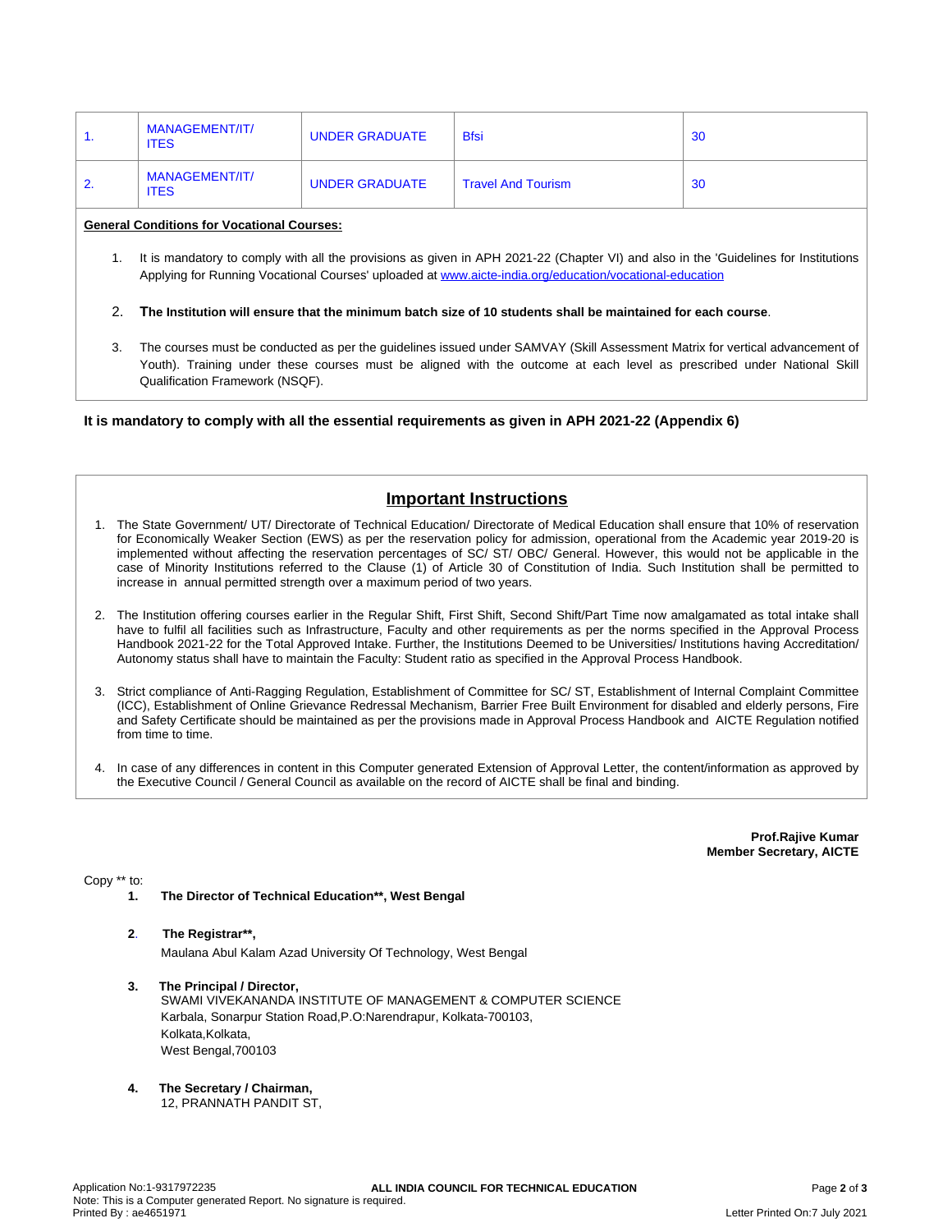| 1. | MANAGEMENT/IT/ ITES | UNDER GRADUATE | Bfsi | 30 |
|---|---|---|---|---|
| 2. | MANAGEMENT/IT/ ITES | UNDER GRADUATE | Travel And Tourism | 30 |

**General Conditions for Vocational Courses:**

1. It is mandatory to comply with all the provisions as given in APH 2021-22 (Chapter VI) and also in the 'Guidelines for Institutions Applying for Running Vocational Courses' uploaded at www.aicte-india.org/education/vocational-education
2. **The Institution will ensure that the minimum batch size of 10 students shall be maintained for each course**.
3. The courses must be conducted as per the guidelines issued under SAMVAY (Skill Assessment Matrix for vertical advancement of Youth). Training under these courses must be aligned with the outcome at each level as prescribed under National Skill Qualification Framework (NSQF).

**It is mandatory to comply with all the essential requirements as given in APH 2021-22 (Appendix 6)**

## Important Instructions

1. The State Government/ UT/ Directorate of Technical Education/ Directorate of Medical Education shall ensure that 10% of reservation for Economically Weaker Section (EWS) as per the reservation policy for admission, operational from the Academic year 2019-20 is implemented without affecting the reservation percentages of SC/ ST/ OBC/ General. However, this would not be applicable in the case of Minority Institutions referred to the Clause (1) of Article 30 of Constitution of India. Such Institution shall be permitted to increase in annual permitted strength over a maximum period of two years.
2. The Institution offering courses earlier in the Regular Shift, First Shift, Second Shift/Part Time now amalgamated as total intake shall have to fulfil all facilities such as Infrastructure, Faculty and other requirements as per the norms specified in the Approval Process Handbook 2021-22 for the Total Approved Intake. Further, the Institutions Deemed to be Universities/ Institutions having Accreditation/ Autonomy status shall have to maintain the Faculty: Student ratio as specified in the Approval Process Handbook.
3. Strict compliance of Anti-Ragging Regulation, Establishment of Committee for SC/ ST, Establishment of Internal Complaint Committee (ICC), Establishment of Online Grievance Redressal Mechanism, Barrier Free Built Environment for disabled and elderly persons, Fire and Safety Certificate should be maintained as per the provisions made in Approval Process Handbook and AICTE Regulation notified from time to time.
4. In case of any differences in content in this Computer generated Extension of Approval Letter, the content/information as approved by the Executive Council / General Council as available on the record of AICTE shall be final and binding.

**Prof.Rajive Kumar**
**Member Secretary, AICTE**

Copy ** to:

1. **The Director of Technical Education**, West Bengal**
2. **The Registrar**,**
   Maulana Abul Kalam Azad University Of Technology, West Bengal
3. **The Principal / Director,**
   SWAMI VIVEKANANDA INSTITUTE OF MANAGEMENT & COMPUTER SCIENCE
   Karbala, Sonarpur Station Road,P.O:Narendrapur, Kolkata-700103,
   Kolkata,Kolkata,
   West Bengal,700103
4. **The Secretary / Chairman,**
   12, PRANNATH PANDIT ST,

Application No:1-9317972235
Note: This is a Computer generated Report. No signature is required.
Printed By : ae4651971
Letter Printed On:7 July 2021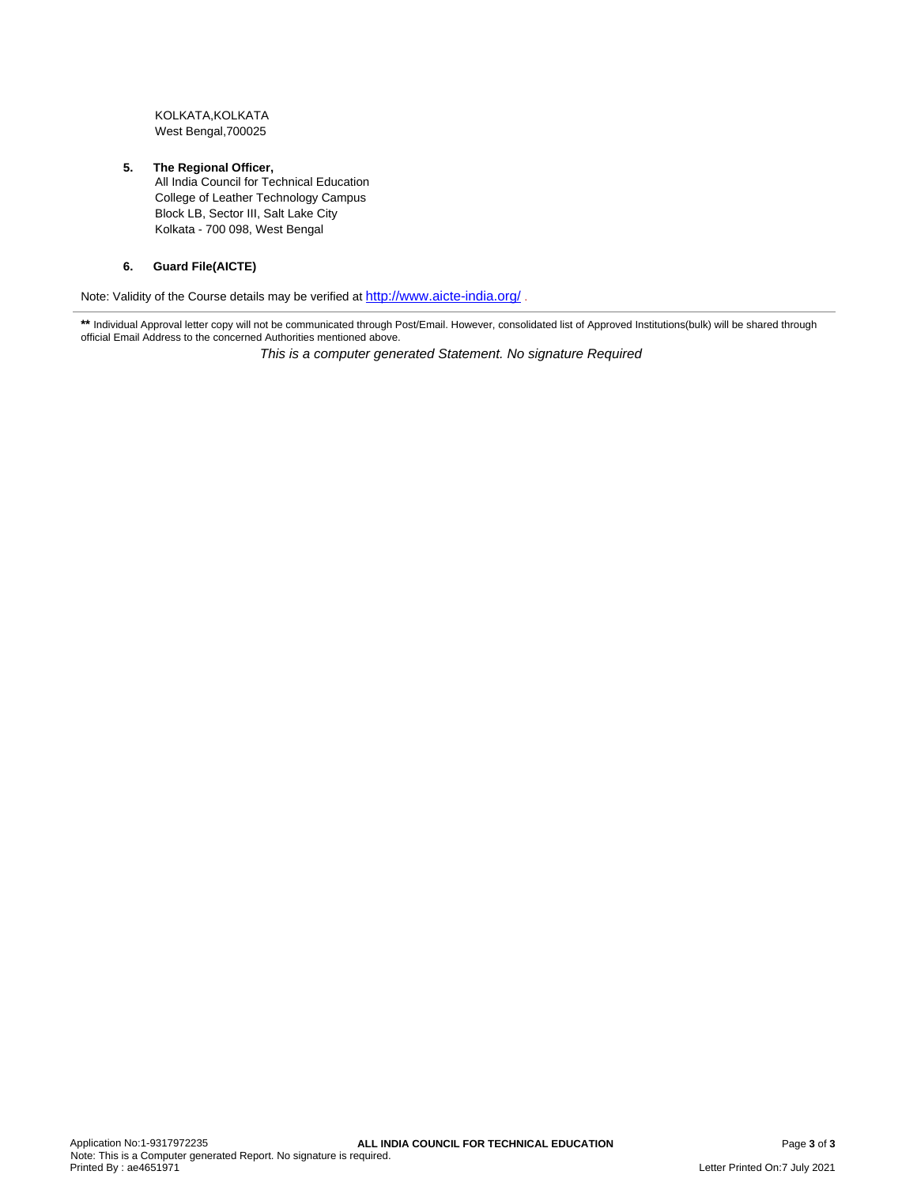KOLKATA,KOLKATA
West Bengal,700025

5. **The Regional Officer,**
   All India Council for Technical Education
   College of Leather Technology Campus
   Block LB, Sector III, Salt Lake City
   Kolkata - 700 098, West Bengal

6. **Guard File(AICTE)**

Note: Validity of the Course details may be verified at http://www.aicte-india.org/ .

---

**\*\*** Individual Approval letter copy will not be communicated through Post/Email. However, consolidated list of Approved Institutions(bulk) will be shared through official Email Address to the concerned Authorities mentioned above.

*This is a computer generated Statement. No signature Required*

Application No:1-9317972235
Note: This is a Computer generated Report. No signature is required.
Printed By : ae4651971

Letter Printed On:7 July 2021